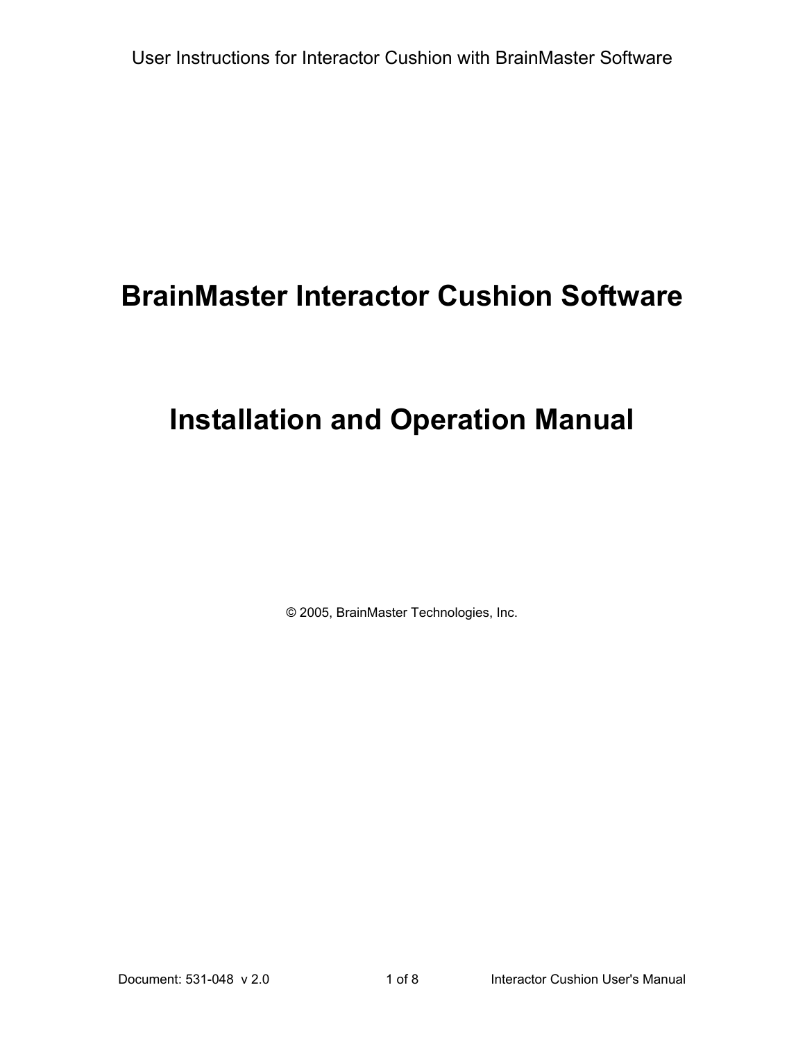# BrainMaster Interactor Cushion Software

# Installation and Operation Manual

© 2005, BrainMaster Technologies, Inc.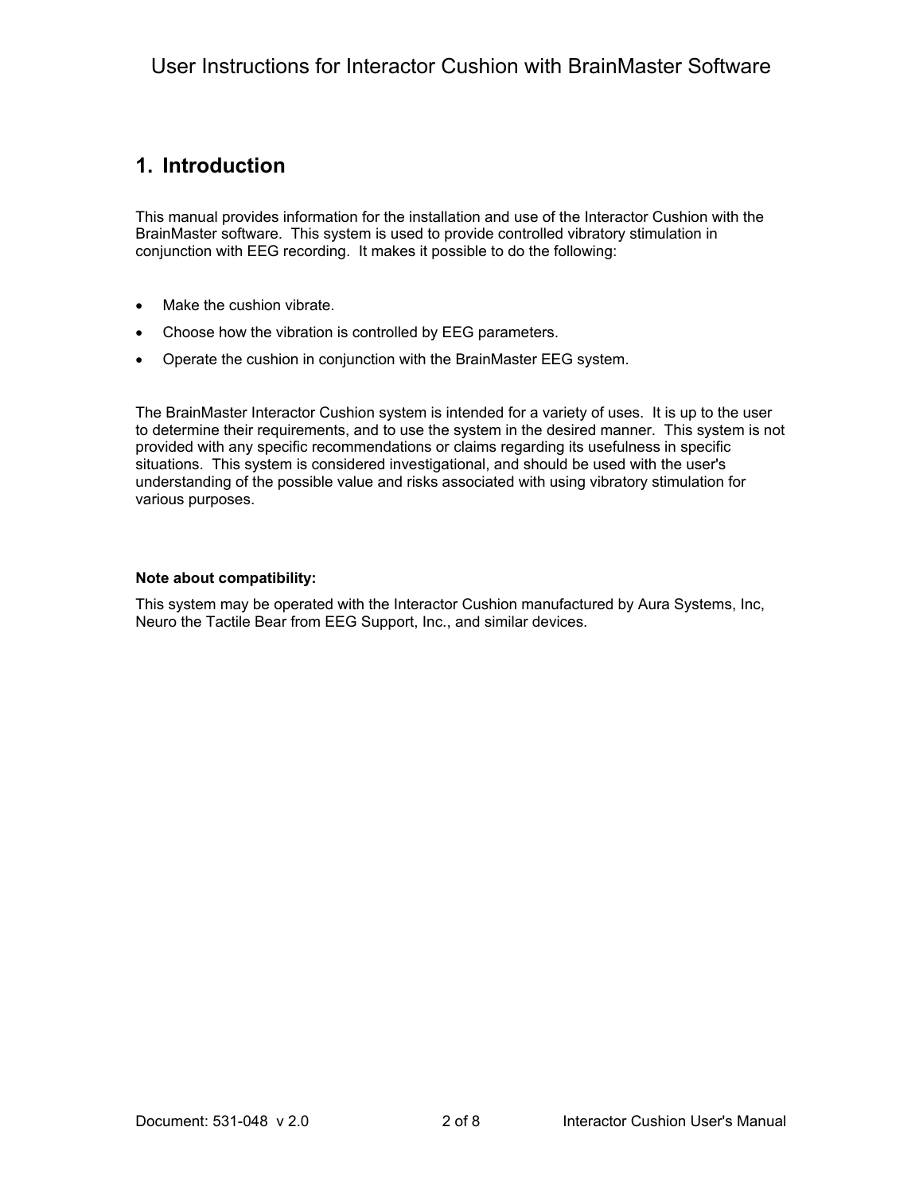## 1. Introduction

This manual provides information for the installation and use of the Interactor Cushion with the BrainMaster software. This system is used to provide controlled vibratory stimulation in conjunction with EEG recording. It makes it possible to do the following:

- Make the cushion vibrate.
- Choose how the vibration is controlled by EEG parameters.
- Operate the cushion in conjunction with the BrainMaster EEG system.

The BrainMaster Interactor Cushion system is intended for a variety of uses. It is up to the user to determine their requirements, and to use the system in the desired manner. This system is not provided with any specific recommendations or claims regarding its usefulness in specific situations. This system is considered investigational, and should be used with the user's understanding of the possible value and risks associated with using vibratory stimulation for various purposes.

**Note about compatibility:**

This system may be operated with the Interactor Cushion manufactured by Aura Systems, Inc, Neuro the Tactile Bear from EEG Support, Inc., and similar devices.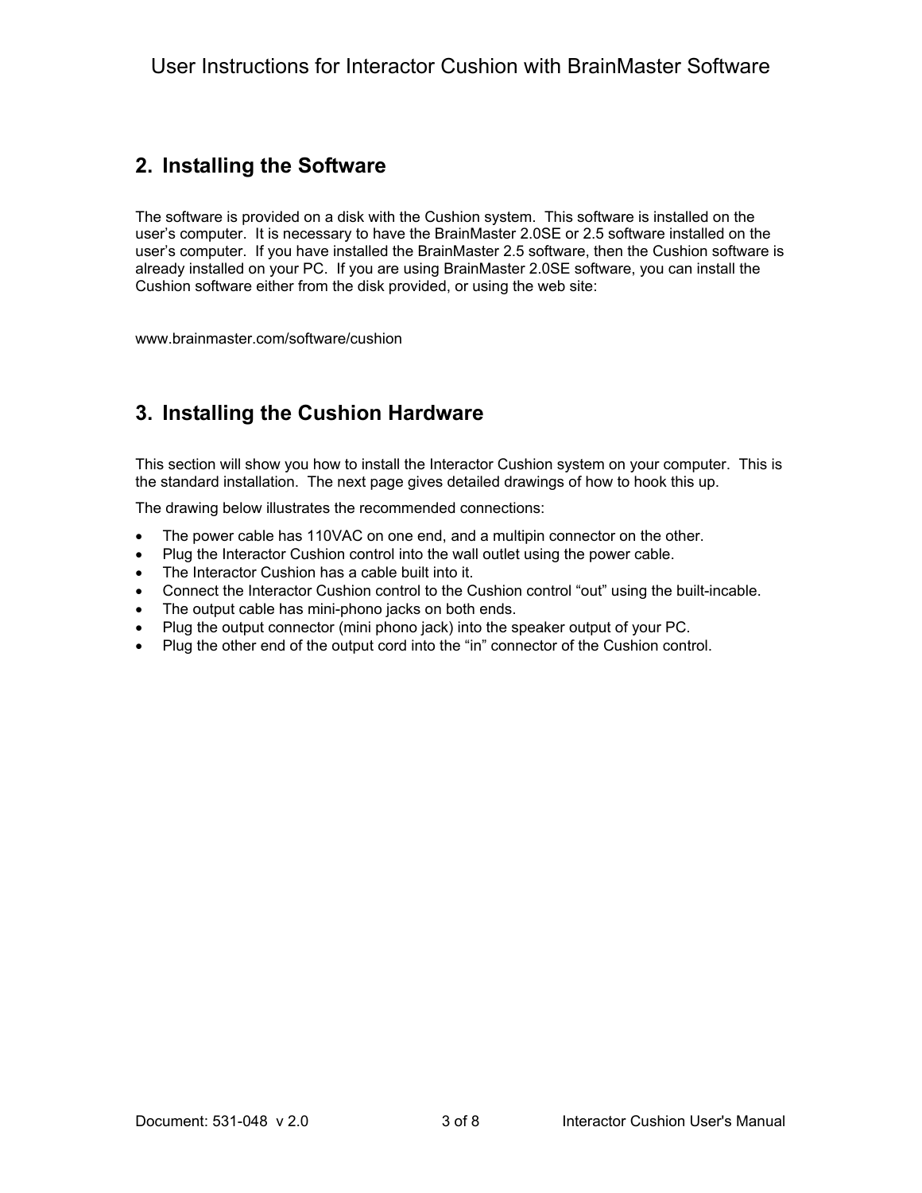## 2. Installing the Software

The software is provided on a disk with the Cushion system. This software is installed on the user's computer. It is necessary to have the BrainMaster 2.0SE or 2.5 software installed on the user's computer. If you have installed the BrainMaster 2.5 software, then the Cushion software is already installed on your PC. If you are using BrainMaster 2.0SE software, you can install the Cushion software either from the disk provided, or using the web site:

www.brainmaster.com/software/cushion

## 3. Installing the Cushion Hardware

This section will show you how to install the Interactor Cushion system on your computer. This is the standard installation. The next page gives detailed drawings of how to hook this up.

The drawing below illustrates the recommended connections:

- The power cable has 110VAC on one end, and a multipin connector on the other.
- Plug the Interactor Cushion control into the wall outlet using the power cable.
- The Interactor Cushion has a cable built into it.
- Connect the Interactor Cushion control to the Cushion control "out" using the built-incable.
- The output cable has mini-phono jacks on both ends.
- Plug the output connector (mini phono jack) into the speaker output of your PC.
- Plug the other end of the output cord into the "in" connector of the Cushion control.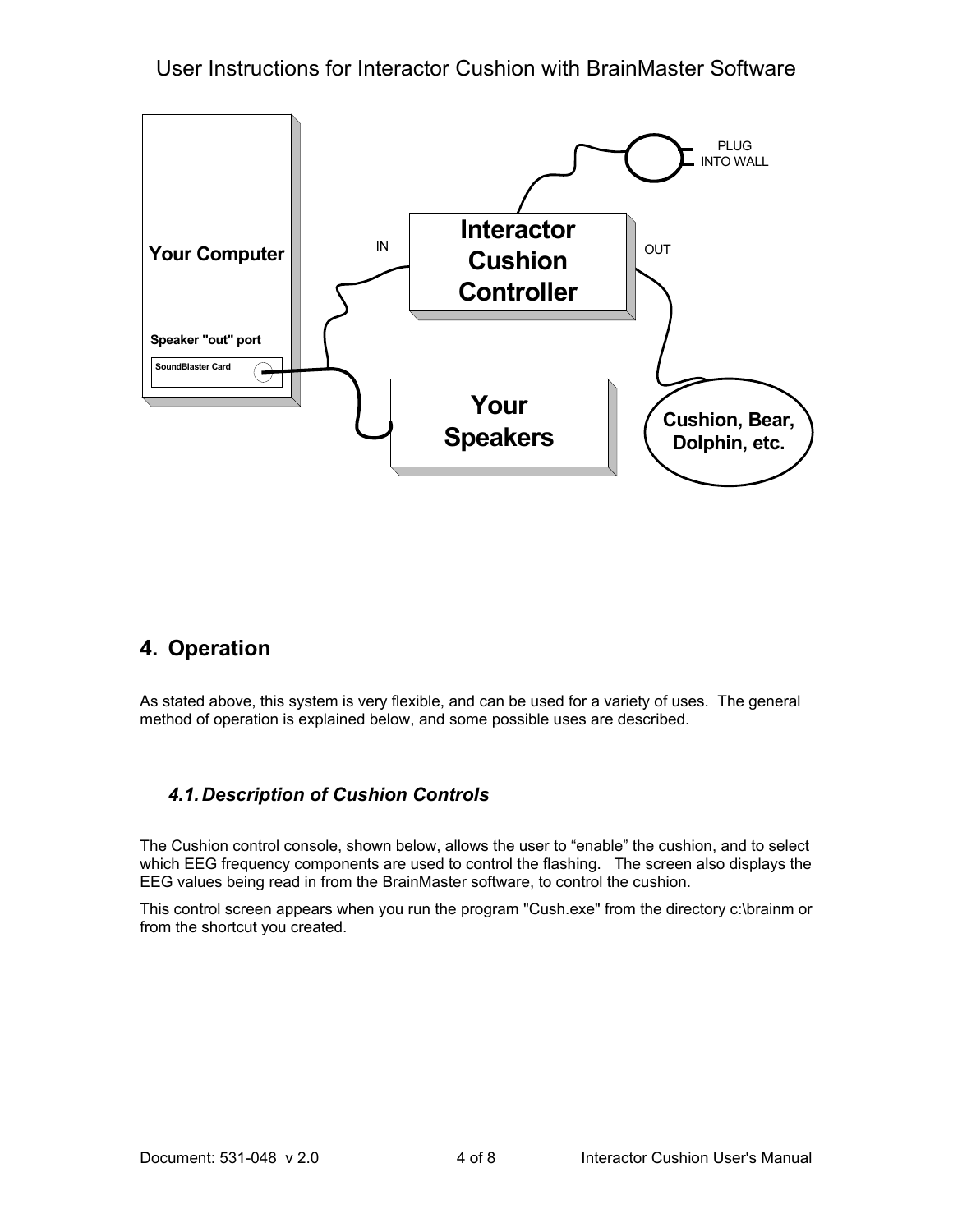## 4. Operation

As stated above, this system is very flexible, and can be used for a variety of uses. The general method of operation is explained below, and some possible uses are described.

### *4.1. Description of Cushion Controls*

The Cushion control console, shown below, allows the user to "enable" the cushion, and to select which EEG frequency components are used to control the flashing. The screen also displays the EEG values being read in from the BrainMaster software, to control the cushion.

This control screen appears when you run the program "Cush.exe" from the directory c:\brainm or from the shortcut you created.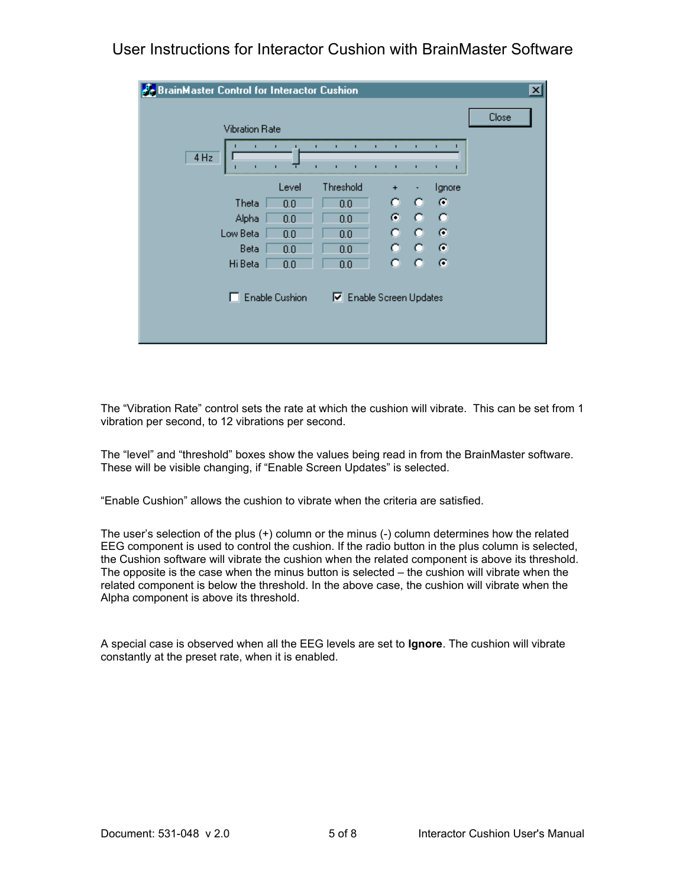# User Instructions for Interactor Cushion with BrainMaster Software

BrainMaster Control for Interactor Cushion

Close

Vibration Rate

4 Hz

| | Level | Threshold | + | - | Ignore |
|---|---|---|---|---|---|
| Theta | 0.0 | 0.0 | | | ◉ |
| Alpha | 0.0 | 0.0 | ◉ | | |
| Low Beta | 0.0 | 0.0 | | | ◉ |
| Beta | 0.0 | 0.0 | | | ◉ |
| Hi Beta | 0.0 | 0.0 | | | ◉ |

☐ Enable Cushion ☑ Enable Screen Updates

The “Vibration Rate” control sets the rate at which the cushion will vibrate. This can be set from 1 vibration per second, to 12 vibrations per second.

The “level” and “threshold” boxes show the values being read in from the BrainMaster software. These will be visible changing, if “Enable Screen Updates” is selected.

“Enable Cushion” allows the cushion to vibrate when the criteria are satisfied.

The user’s selection of the plus (+) column or the minus (-) column determines how the related EEG component is used to control the cushion. If the radio button in the plus column is selected, the Cushion software will vibrate the cushion when the related component is above its threshold. The opposite is the case when the minus button is selected – the cushion will vibrate when the related component is below the threshold. In the above case, the cushion will vibrate when the Alpha component is above its threshold.

A special case is observed when all the EEG levels are set to **Ignore**. The cushion will vibrate constantly at the preset rate, when it is enabled.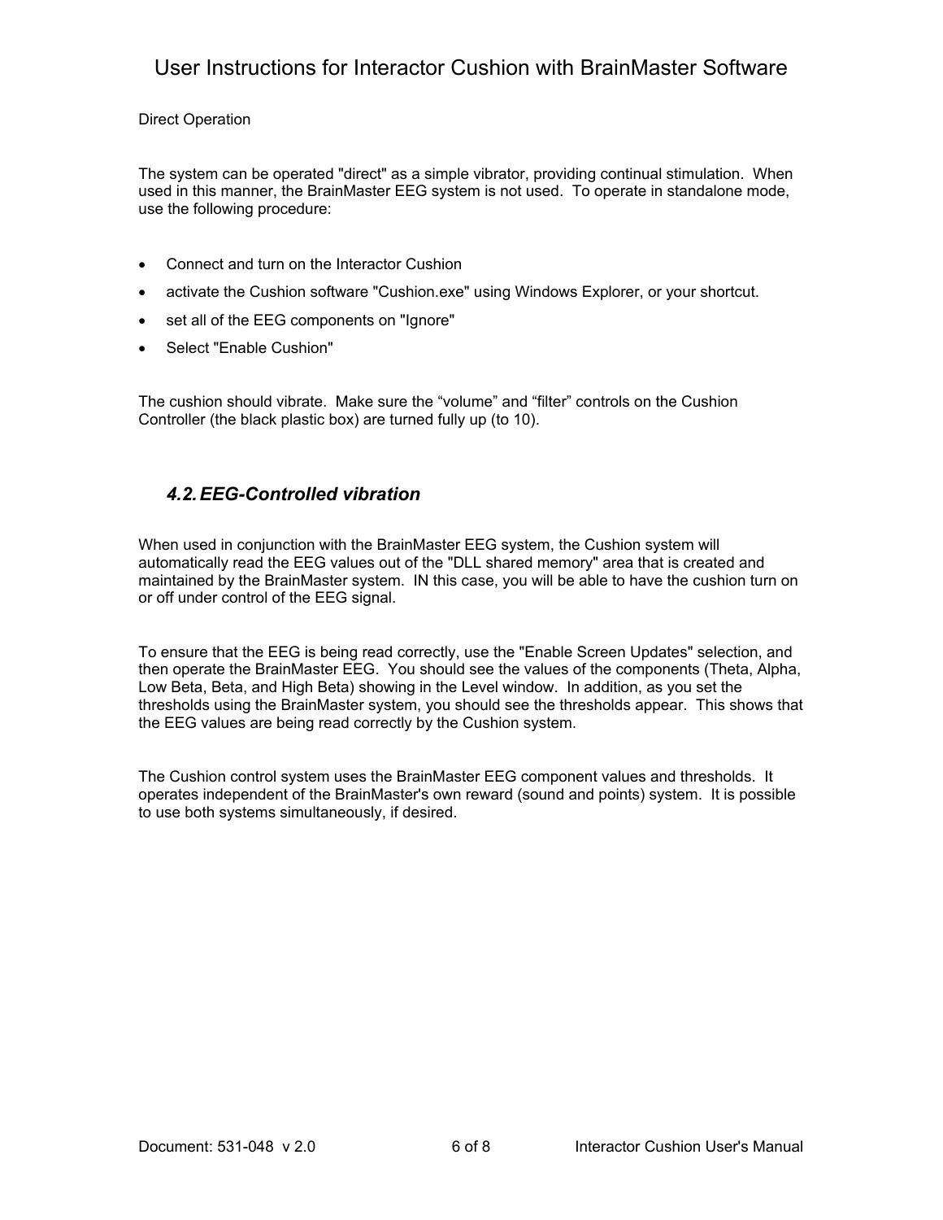Direct Operation

The system can be operated "direct" as a simple vibrator, providing continual stimulation. When used in this manner, the BrainMaster EEG system is not used. To operate in standalone mode, use the following procedure:

- Connect and turn on the Interactor Cushion
- activate the Cushion software "Cushion.exe" using Windows Explorer, or your shortcut.
- set all of the EEG components on "Ignore"
- Select "Enable Cushion"

The cushion should vibrate. Make sure the “volume” and “filter” controls on the Cushion Controller (the black plastic box) are turned fully up (to 10).

### *4.2. EEG-Controlled vibration*

When used in conjunction with the BrainMaster EEG system, the Cushion system will automatically read the EEG values out of the "DLL shared memory" area that is created and maintained by the BrainMaster system. IN this case, you will be able to have the cushion turn on or off under control of the EEG signal.

To ensure that the EEG is being read correctly, use the "Enable Screen Updates" selection, and then operate the BrainMaster EEG. You should see the values of the components (Theta, Alpha, Low Beta, Beta, and High Beta) showing in the Level window. In addition, as you set the thresholds using the BrainMaster system, you should see the thresholds appear. This shows that the EEG values are being read correctly by the Cushion system.

The Cushion control system uses the BrainMaster EEG component values and thresholds. It operates independent of the BrainMaster's own reward (sound and points) system. It is possible to use both systems simultaneously, if desired.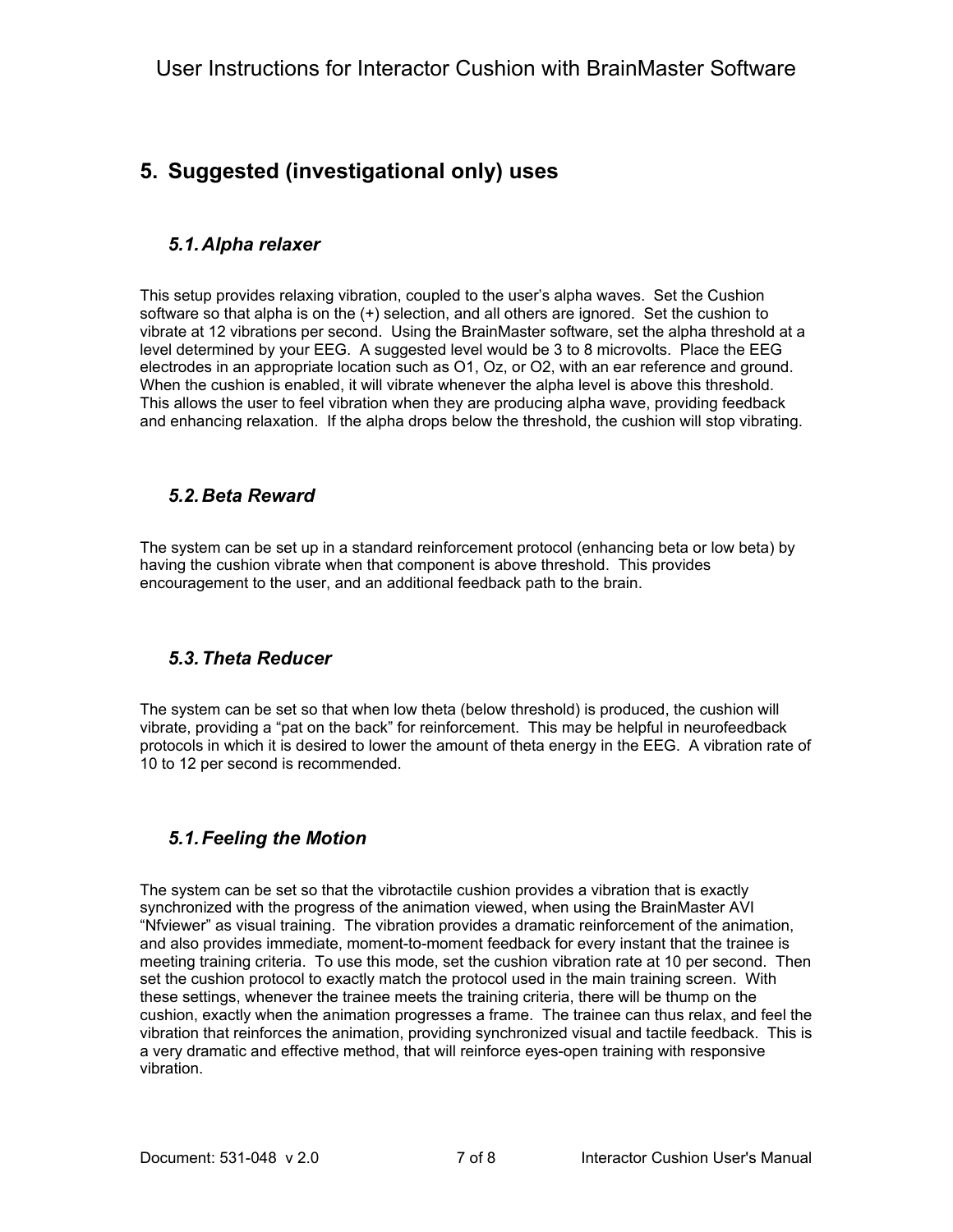## 5. Suggested (investigational only) uses

### *5.1. Alpha relaxer*

This setup provides relaxing vibration, coupled to the user's alpha waves. Set the Cushion software so that alpha is on the (+) selection, and all others are ignored. Set the cushion to vibrate at 12 vibrations per second. Using the BrainMaster software, set the alpha threshold at a level determined by your EEG. A suggested level would be 3 to 8 microvolts. Place the EEG electrodes in an appropriate location such as O1, Oz, or O2, with an ear reference and ground. When the cushion is enabled, it will vibrate whenever the alpha level is above this threshold. This allows the user to feel vibration when they are producing alpha wave, providing feedback and enhancing relaxation. If the alpha drops below the threshold, the cushion will stop vibrating.

### *5.2. Beta Reward*

The system can be set up in a standard reinforcement protocol (enhancing beta or low beta) by having the cushion vibrate when that component is above threshold. This provides encouragement to the user, and an additional feedback path to the brain.

### *5.3. Theta Reducer*

The system can be set so that when low theta (below threshold) is produced, the cushion will vibrate, providing a "pat on the back" for reinforcement. This may be helpful in neurofeedback protocols in which it is desired to lower the amount of theta energy in the EEG. A vibration rate of 10 to 12 per second is recommended.

### *5.1. Feeling the Motion*

The system can be set so that the vibrotactile cushion provides a vibration that is exactly synchronized with the progress of the animation viewed, when using the BrainMaster AVI "Nfviewer" as visual training. The vibration provides a dramatic reinforcement of the animation, and also provides immediate, moment-to-moment feedback for every instant that the trainee is meeting training criteria. To use this mode, set the cushion vibration rate at 10 per second. Then set the cushion protocol to exactly match the protocol used in the main training screen. With these settings, whenever the trainee meets the training criteria, there will be thump on the cushion, exactly when the animation progresses a frame. The trainee can thus relax, and feel the vibration that reinforces the animation, providing synchronized visual and tactile feedback. This is a very dramatic and effective method, that will reinforce eyes-open training with responsive vibration.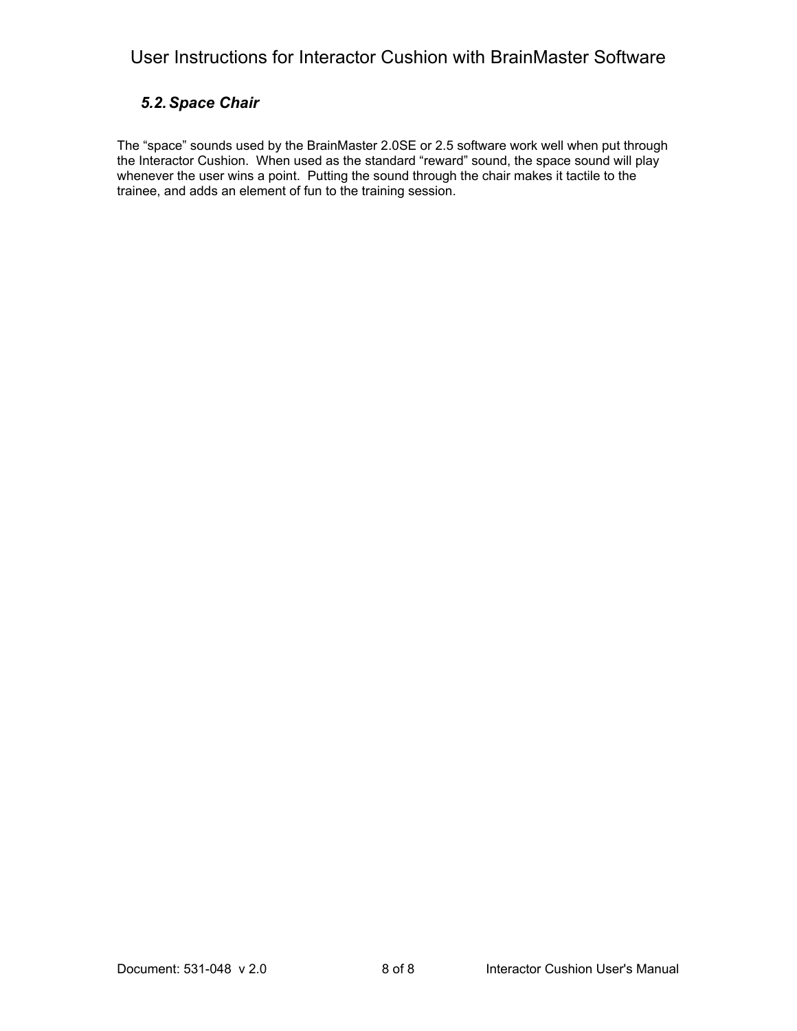### *5.2. Space Chair*

The “space” sounds used by the BrainMaster 2.0SE or 2.5 software work well when put through the Interactor Cushion. When used as the standard “reward” sound, the space sound will play whenever the user wins a point. Putting the sound through the chair makes it tactile to the trainee, and adds an element of fun to the training session.